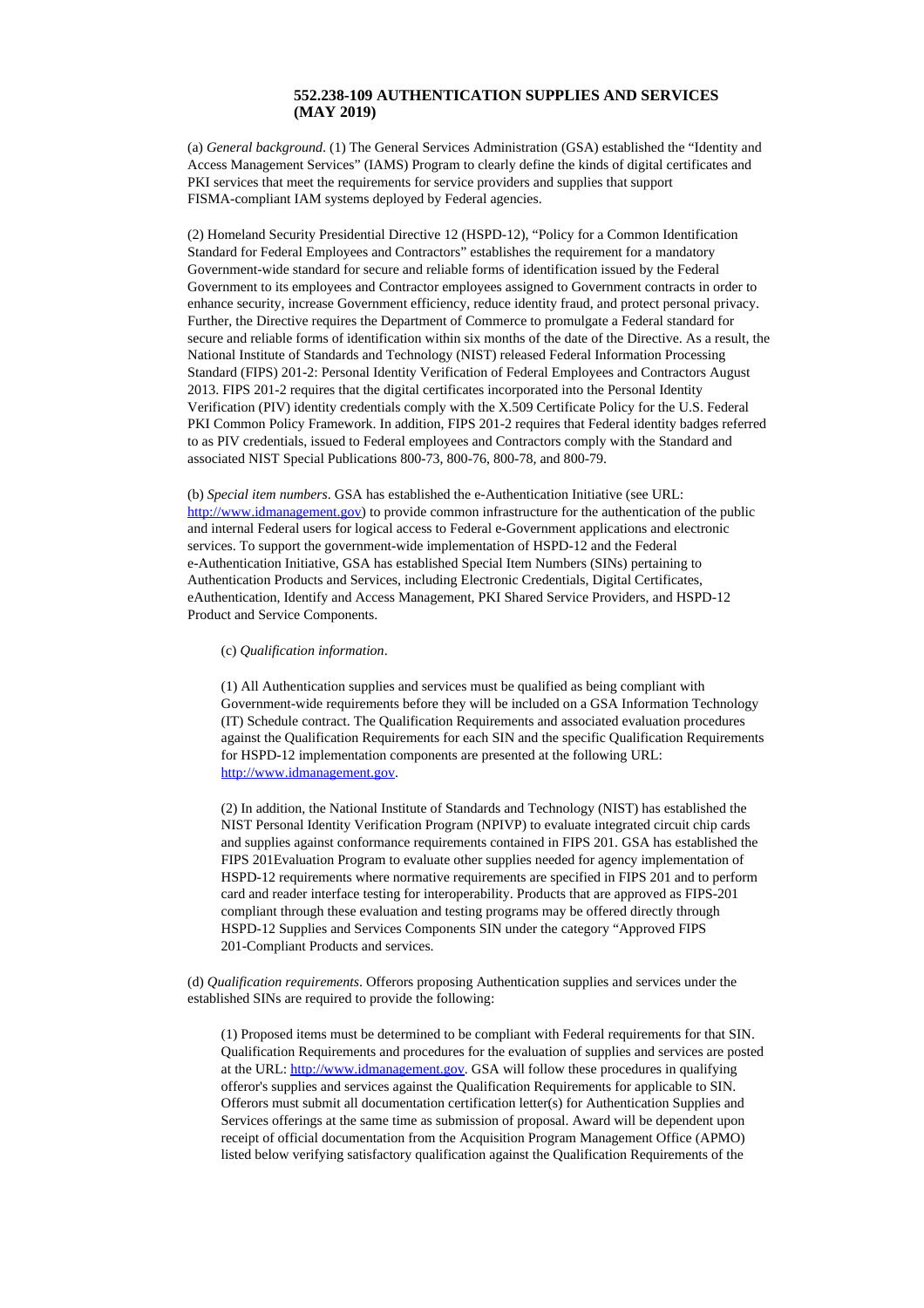## 552.238-109 AUTHENTICATION SUPPLIES AND SERVICES (MAY 2019)

(a) *General background*. (1) The General Services Administration (GSA) established the "Identity and Access Management Services" (IAMS) Program to clearly define the kinds of digital certificates and PKI services that meet the requirements for service providers and supplies that support FISMA-compliant IAM systems deployed by Federal agencies.

(2) Homeland Security Presidential Directive 12 (HSPD-12), "Policy for a Common Identification Standard for Federal Employees and Contractors" establishes the requirement for a mandatory Government-wide standard for secure and reliable forms of identification issued by the Federal Government to its employees and Contractor employees assigned to Government contracts in order to enhance security, increase Government efficiency, reduce identity fraud, and protect personal privacy. Further, the Directive requires the Department of Commerce to promulgate a Federal standard for secure and reliable forms of identification within six months of the date of the Directive. As a result, the National Institute of Standards and Technology (NIST) released Federal Information Processing Standard (FIPS) 201-2: Personal Identity Verification of Federal Employees and Contractors August 2013. FIPS 201-2 requires that the digital certificates incorporated into the Personal Identity Verification (PIV) identity credentials comply with the X.509 Certificate Policy for the U.S. Federal PKI Common Policy Framework. In addition, FIPS 201-2 requires that Federal identity badges referred to as PIV credentials, issued to Federal employees and Contractors comply with the Standard and associated NIST Special Publications 800-73, 800-76, 800-78, and 800-79.

(b) *Special item numbers*. GSA has established the e-Authentication Initiative (see URL: http://www.idmanagement.gov) to provide common infrastructure for the authentication of the public and internal Federal users for logical access to Federal e-Government applications and electronic services. To support the government-wide implementation of HSPD-12 and the Federal e-Authentication Initiative, GSA has established Special Item Numbers (SINs) pertaining to Authentication Products and Services, including Electronic Credentials, Digital Certificates, eAuthentication, Identify and Access Management, PKI Shared Service Providers, and HSPD-12 Product and Service Components.

(c) *Qualification information*.

(1) All Authentication supplies and services must be qualified as being compliant with Government-wide requirements before they will be included on a GSA Information Technology (IT) Schedule contract. The Qualification Requirements and associated evaluation procedures against the Qualification Requirements for each SIN and the specific Qualification Requirements for HSPD-12 implementation components are presented at the following URL: http://www.idmanagement.gov.

(2) In addition, the National Institute of Standards and Technology (NIST) has established the NIST Personal Identity Verification Program (NPIVP) to evaluate integrated circuit chip cards and supplies against conformance requirements contained in FIPS 201. GSA has established the FIPS 201Evaluation Program to evaluate other supplies needed for agency implementation of HSPD-12 requirements where normative requirements are specified in FIPS 201 and to perform card and reader interface testing for interoperability. Products that are approved as FIPS-201 compliant through these evaluation and testing programs may be offered directly through HSPD-12 Supplies and Services Components SIN under the category "Approved FIPS 201-Compliant Products and services.

(d) *Qualification requirements*. Offerors proposing Authentication supplies and services under the established SINs are required to provide the following:

(1) Proposed items must be determined to be compliant with Federal requirements for that SIN. Qualification Requirements and procedures for the evaluation of supplies and services are posted at the URL: http://www.idmanagement.gov. GSA will follow these procedures in qualifying offeror's supplies and services against the Qualification Requirements for applicable to SIN. Offerors must submit all documentation certification letter(s) for Authentication Supplies and Services offerings at the same time as submission of proposal. Award will be dependent upon receipt of official documentation from the Acquisition Program Management Office (APMO) listed below verifying satisfactory qualification against the Qualification Requirements of the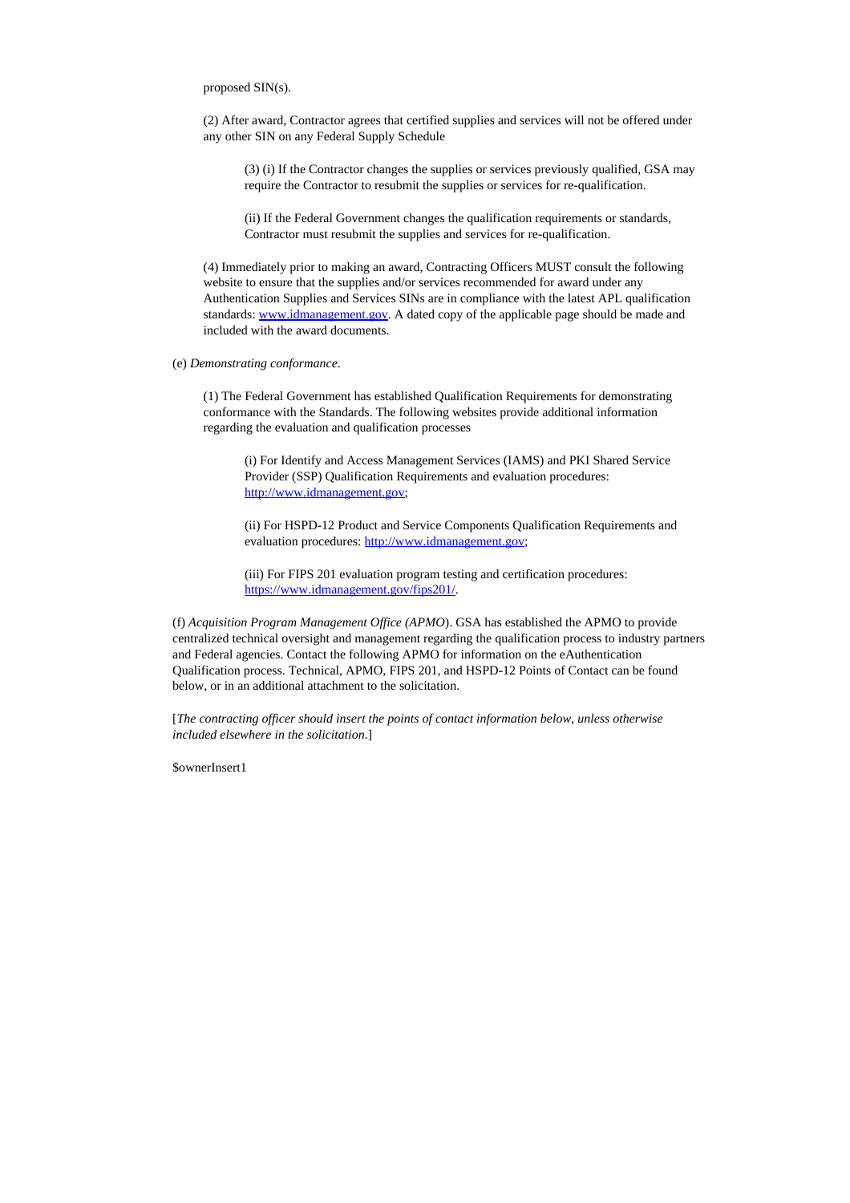proposed SIN(s).

(2) After award, Contractor agrees that certified supplies and services will not be offered under any other SIN on any Federal Supply Schedule

(3) (i) If the Contractor changes the supplies or services previously qualified, GSA may require the Contractor to resubmit the supplies or services for re-qualification.

(ii) If the Federal Government changes the qualification requirements or standards, Contractor must resubmit the supplies and services for re-qualification.

(4) Immediately prior to making an award, Contracting Officers MUST consult the following website to ensure that the supplies and/or services recommended for award under any Authentication Supplies and Services SINs are in compliance with the latest APL qualification standards: [www.idmanagement.gov](http://www.idmanagement.gov). A dated copy of the applicable page should be made and included with the award documents.

(e) *Demonstrating conformance*.

(1) The Federal Government has established Qualification Requirements for demonstrating conformance with the Standards. The following websites provide additional information regarding the evaluation and qualification processes

(i) For Identify and Access Management Services (IAMS) and PKI Shared Service Provider (SSP) Qualification Requirements and evaluation procedures: [http://www.idmanagement.gov](http://www.idmanagement.gov);

(ii) For HSPD-12 Product and Service Components Qualification Requirements and evaluation procedures: [http://www.idmanagement.gov](http://www.idmanagement.gov);

(iii) For FIPS 201 evaluation program testing and certification procedures: [https://www.idmanagement.gov/fips201/](https://www.idmanagement.gov/fips201/).

(f) *Acquisition Program Management Office (APMO*). GSA has established the APMO to provide centralized technical oversight and management regarding the qualification process to industry partners and Federal agencies. Contact the following APMO for information on the eAuthentication Qualification process. Technical, APMO, FIPS 201, and HSPD-12 Points of Contact can be found below, or in an additional attachment to the solicitation.

[*The contracting officer should insert the points of contact information below, unless otherwise included elsewhere in the solicitation*.]

$ownerInsert1